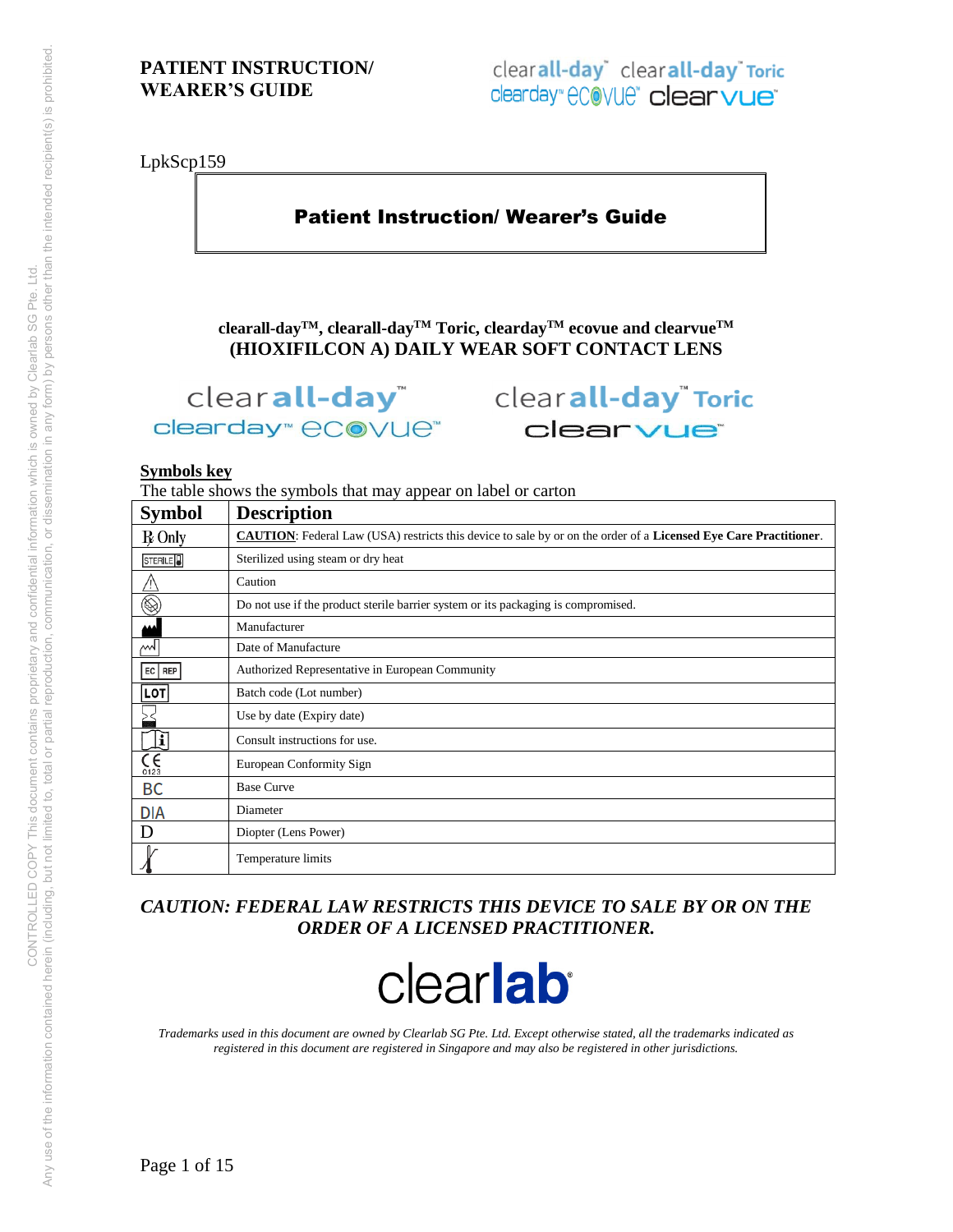# PATIENT INSTRUCTION/ WEARER'S GUIDE

clearall-day™ clearall-day™ Toric clearday™ ecovue™ clearvue™

LpkScp159

## Patient Instruction/ Wearer's Guide

**clearall-day™, clearall-day™ Toric, clearday™ ecovue and clearvue™ (HIOXIFILCON A) DAILY WEAR SOFT CONTACT LENS**

clearall-day™ clearall-day™ Toric clearday™ ecovue™ clearvue™

**Symbols key**

The table shows the symbols that may appear on label or carton

| Symbol | Description |
|---|---|
| ℞ Only | **CAUTION**: Federal Law (USA) restricts this device to sale by or on the order of a **Licensed Eye Care Practitioner**. |
| STERILE | Sterilized using steam or dry heat |
| ⚠ | Caution |
| | Do not use if the product sterile barrier system or its packaging is compromised. |
| | Manufacturer |
| | Date of Manufacture |
| EC REP | Authorized Representative in European Community |
| LOT | Batch code (Lot number) |
| | Use by date (Expiry date) |
| | Consult instructions for use. |
| CE 0123 | European Conformity Sign |
| BC | Base Curve |
| DIA | Diameter |
| D | Diopter (Lens Power) |
| | Temperature limits |

***CAUTION: FEDERAL LAW RESTRICTS THIS DEVICE TO SALE BY OR ON THE ORDER OF A LICENSED PRACTITIONER.***

clearlab®

*Trademarks used in this document are owned by Clearlab SG Pte. Ltd. Except otherwise stated, all the trademarks indicated as registered in this document are registered in Singapore and may also be registered in other jurisdictions.*

CONTROLLED COPY This document contains proprietary and confidential information which is owned by Clearlab SG Pte. Ltd. Any use of the information contained herein (including, but not limited to, total or partial reproduction, communication, or dissemination in any form) by persons other than the intended recipient(s) is prohibited.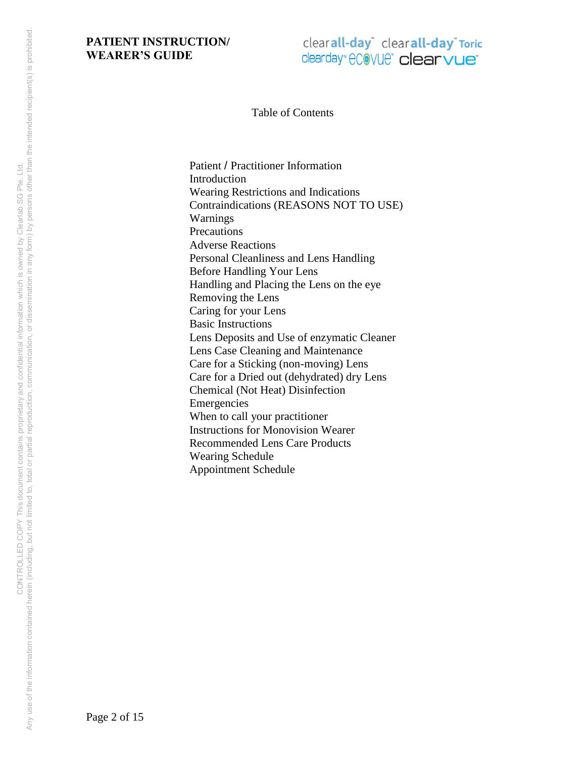# Table of Contents

Patient / Practitioner Information
Introduction
Wearing Restrictions and Indications
Contraindications (REASONS NOT TO USE)
Warnings
Precautions
Adverse Reactions
Personal Cleanliness and Lens Handling
Before Handling Your Lens
Handling and Placing the Lens on the eye
Removing the Lens
Caring for your Lens
Basic Instructions
Lens Deposits and Use of enzymatic Cleaner
Lens Case Cleaning and Maintenance
Care for a Sticking (non-moving) Lens
Care for a Dried out (dehydrated) dry Lens
Chemical (Not Heat) Disinfection
Emergencies
When to call your practitioner
Instructions for Monovision Wearer
Recommended Lens Care Products
Wearing Schedule
Appointment Schedule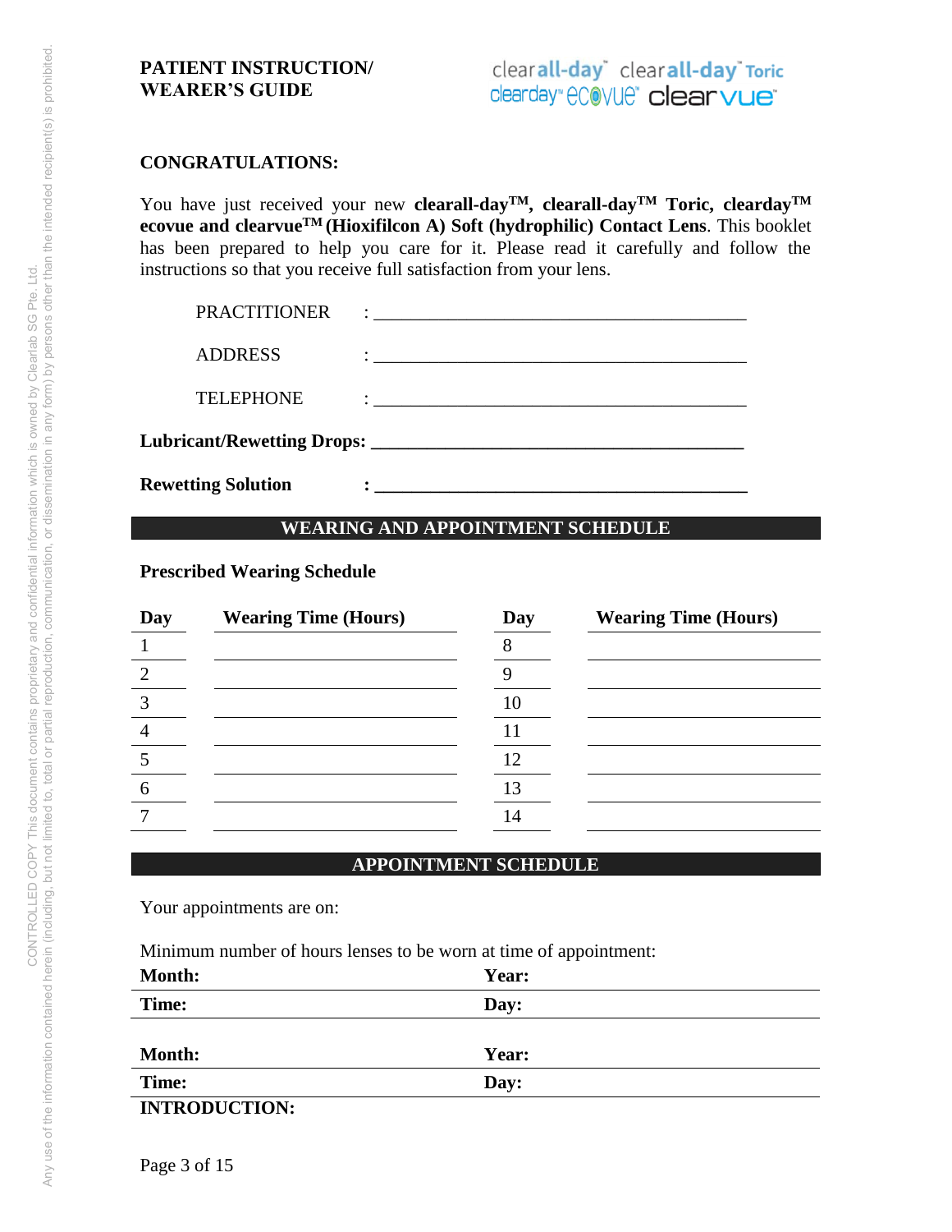**PATIENT INSTRUCTION/ WEARER'S GUIDE**

clearall-day™ clearall-day™ Toric clearday™ ecovue™ clearvue

**CONGRATULATIONS:**

You have just received your new **clearall-day™, clearall-day™ Toric, clearday™ ecovue and clearvue™ (Hioxifilcon A) Soft (hydrophilic) Contact Lens**. This booklet has been prepared to help you care for it. Please read it carefully and follow the instructions so that you receive full satisfaction from your lens.

PRACTITIONER : ____________________________________

ADDRESS : ____________________________________

TELEPHONE : ____________________________________

**Lubricant/Rewetting Drops:** ____________________________________

**Rewetting Solution** : ____________________________________

## WEARING AND APPOINTMENT SCHEDULE

**Prescribed Wearing Schedule**

| Day | Wearing Time (Hours) | Day | Wearing Time (Hours) |
|---|---|---|---|
| 1 | | 8 | |
| 2 | | 9 | |
| 3 | | 10 | |
| 4 | | 11 | |
| 5 | | 12 | |
| 6 | | 13 | |
| 7 | | 14 | |

## APPOINTMENT SCHEDULE

Your appointments are on:

Minimum number of hours lenses to be worn at time of appointment:

| **Month:** | **Year:** |
|---|---|
| **Time:** | **Day:** |

| **Month:** | **Year:** |
|---|---|
| **Time:** | **Day:** |

**INTRODUCTION:**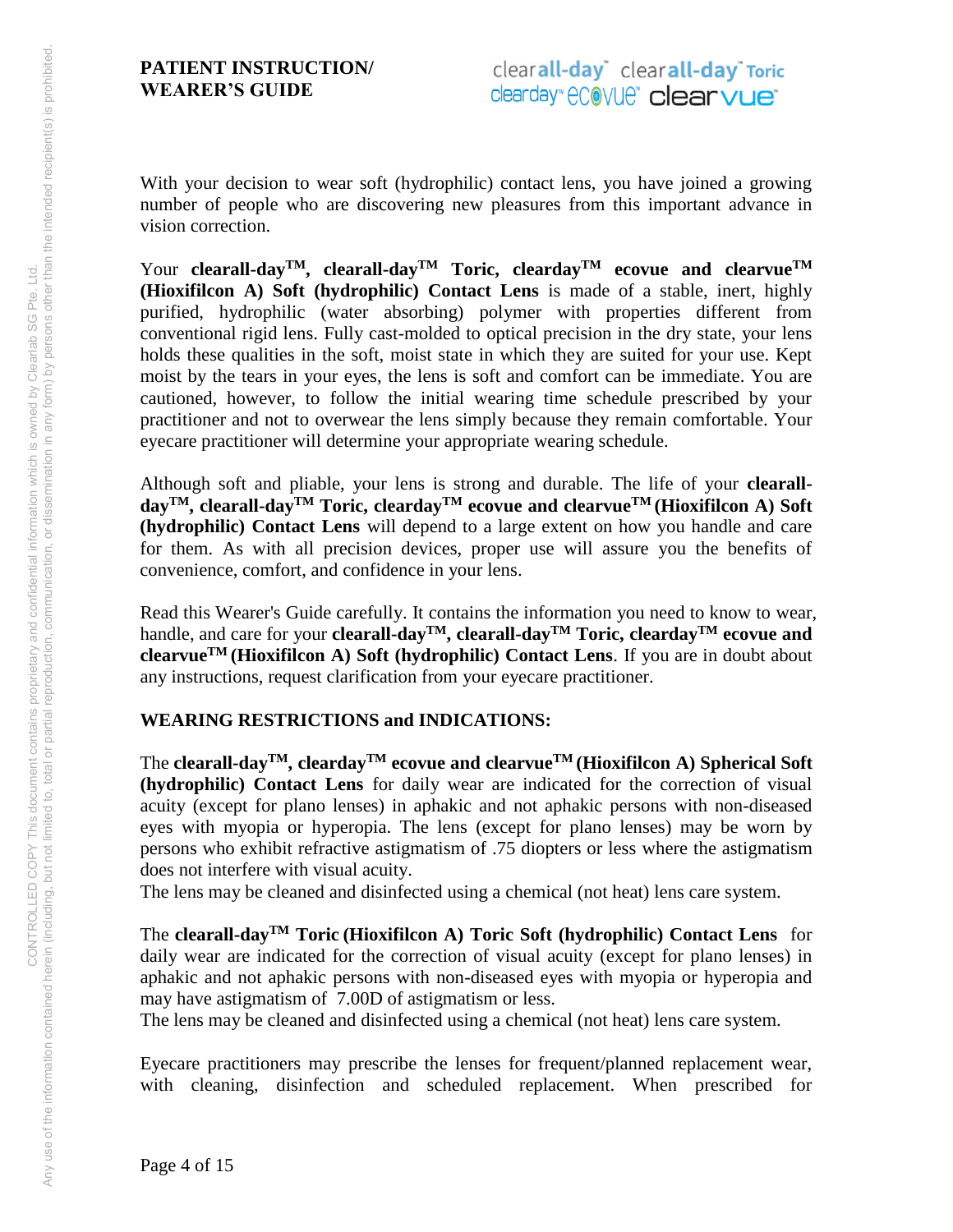**PATIENT INSTRUCTION/ WEARER'S GUIDE**

clearall-day™ clearall-day™ Toric
clearday™ ecovue™ clearvue™

With your decision to wear soft (hydrophilic) contact lens, you have joined a growing number of people who are discovering new pleasures from this important advance in vision correction.

Your **clearall-day™, clearall-day™ Toric, clearday™ ecovue and clearvue™ (Hioxifilcon A) Soft (hydrophilic) Contact Lens** is made of a stable, inert, highly purified, hydrophilic (water absorbing) polymer with properties different from conventional rigid lens. Fully cast-molded to optical precision in the dry state, your lens holds these qualities in the soft, moist state in which they are suited for your use. Kept moist by the tears in your eyes, the lens is soft and comfort can be immediate. You are cautioned, however, to follow the initial wearing time schedule prescribed by your practitioner and not to overwear the lens simply because they remain comfortable. Your eyecare practitioner will determine your appropriate wearing schedule.

Although soft and pliable, your lens is strong and durable. The life of your **clearall-day™, clearall-day™ Toric, clearday™ ecovue and clearvue™ (Hioxifilcon A) Soft (hydrophilic) Contact Lens** will depend to a large extent on how you handle and care for them. As with all precision devices, proper use will assure you the benefits of convenience, comfort, and confidence in your lens.

Read this Wearer's Guide carefully. It contains the information you need to know to wear, handle, and care for your **clearall-day™, clearall-day™ Toric, clearday™ ecovue and clearvue™ (Hioxifilcon A) Soft (hydrophilic) Contact Lens**. If you are in doubt about any instructions, request clarification from your eyecare practitioner.

**WEARING RESTRICTIONS and INDICATIONS:**

The **clearall-day™, clearday™ ecovue and clearvue™ (Hioxifilcon A) Spherical Soft (hydrophilic) Contact Lens** for daily wear are indicated for the correction of visual acuity (except for plano lenses) in aphakic and not aphakic persons with non-diseased eyes with myopia or hyperopia. The lens (except for plano lenses) may be worn by persons who exhibit refractive astigmatism of .75 diopters or less where the astigmatism does not interfere with visual acuity.
The lens may be cleaned and disinfected using a chemical (not heat) lens care system.

The **clearall-day™ Toric (Hioxifilcon A) Toric Soft (hydrophilic) Contact Lens** for daily wear are indicated for the correction of visual acuity (except for plano lenses) in aphakic and not aphakic persons with non-diseased eyes with myopia or hyperopia and may have astigmatism of 7.00D of astigmatism or less.
The lens may be cleaned and disinfected using a chemical (not heat) lens care system.

Eyecare practitioners may prescribe the lenses for frequent/planned replacement wear, with cleaning, disinfection and scheduled replacement. When prescribed for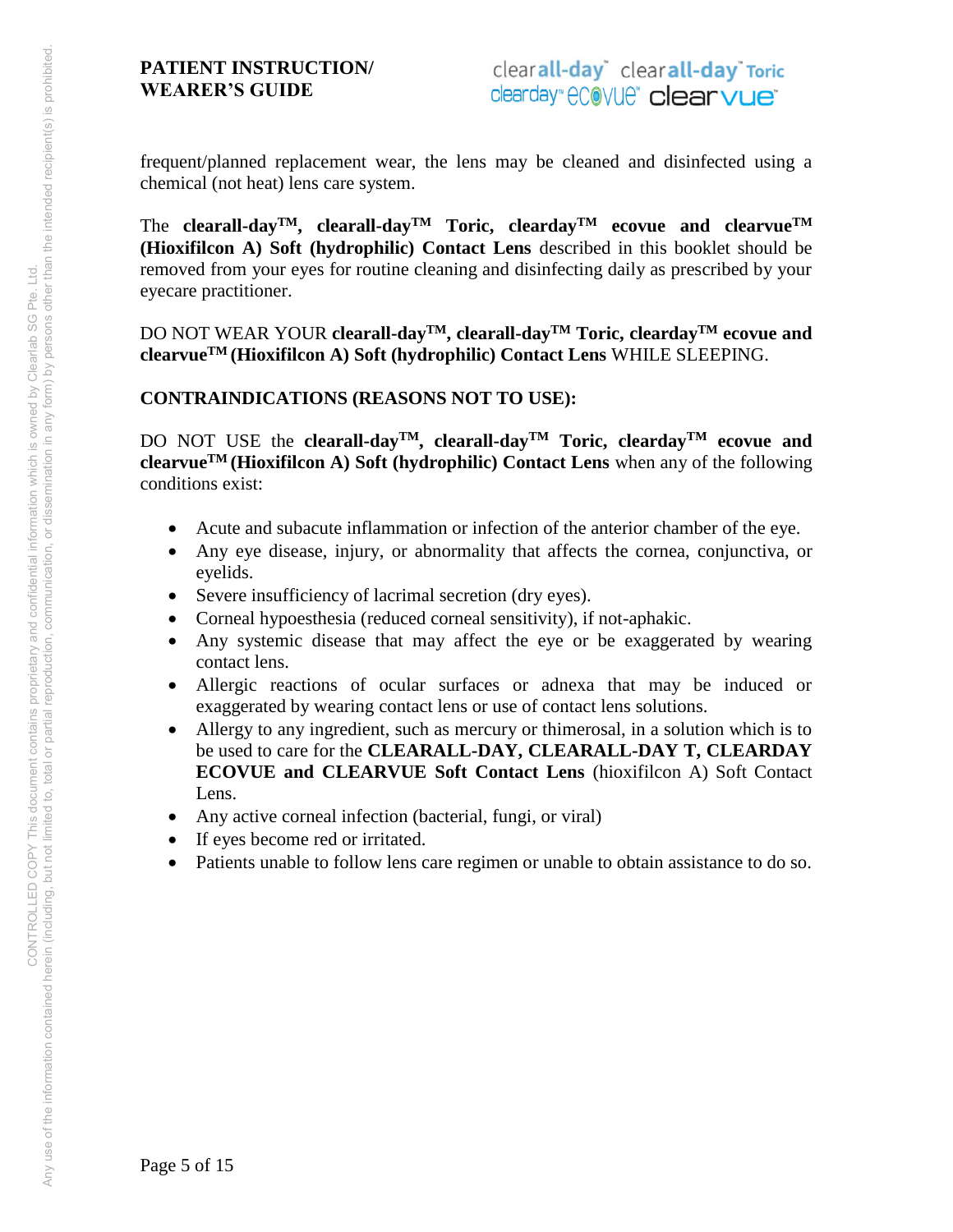frequent/planned replacement wear, the lens may be cleaned and disinfected using a chemical (not heat) lens care system.

The **clearall-day™, clearall-day™ Toric, clearday™ ecovue and clearvue™ (Hioxifilcon A) Soft (hydrophilic) Contact Lens** described in this booklet should be removed from your eyes for routine cleaning and disinfecting daily as prescribed by your eyecare practitioner.

DO NOT WEAR YOUR **clearall-day™, clearall-day™ Toric, clearday™ ecovue and clearvue™ (Hioxifilcon A) Soft (hydrophilic) Contact Lens** WHILE SLEEPING.

**CONTRAINDICATIONS (REASONS NOT TO USE):**

DO NOT USE the **clearall-day™, clearall-day™ Toric, clearday™ ecovue and clearvue™ (Hioxifilcon A) Soft (hydrophilic) Contact Lens** when any of the following conditions exist:

- Acute and subacute inflammation or infection of the anterior chamber of the eye.
- Any eye disease, injury, or abnormality that affects the cornea, conjunctiva, or eyelids.
- Severe insufficiency of lacrimal secretion (dry eyes).
- Corneal hypoesthesia (reduced corneal sensitivity), if not-aphakic.
- Any systemic disease that may affect the eye or be exaggerated by wearing contact lens.
- Allergic reactions of ocular surfaces or adnexa that may be induced or exaggerated by wearing contact lens or use of contact lens solutions.
- Allergy to any ingredient, such as mercury or thimerosal, in a solution which is to be used to care for the **CLEARALL-DAY, CLEARALL-DAY T, CLEARDAY ECOVUE and CLEARVUE Soft Contact Lens** (hioxifilcon A) Soft Contact Lens.
- Any active corneal infection (bacterial, fungi, or viral)
- If eyes become red or irritated.
- Patients unable to follow lens care regimen or unable to obtain assistance to do so.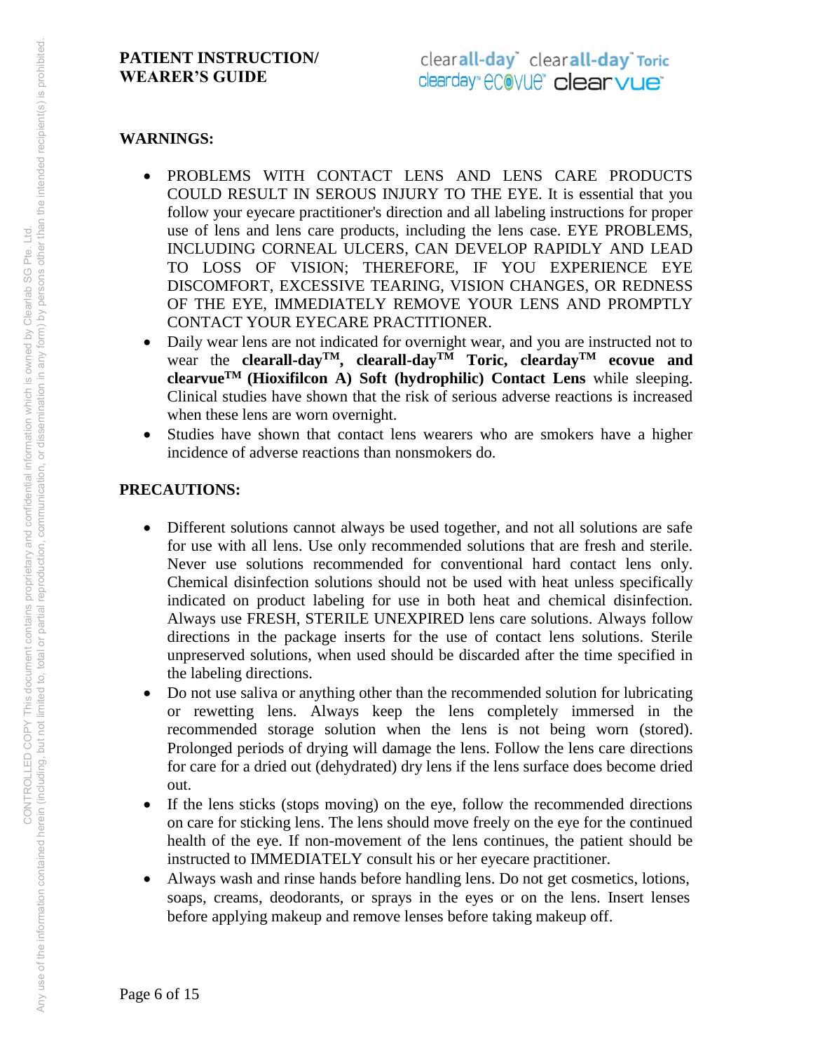## WARNINGS:

- PROBLEMS WITH CONTACT LENS AND LENS CARE PRODUCTS COULD RESULT IN SEROUS INJURY TO THE EYE. It is essential that you follow your eyecare practitioner's direction and all labeling instructions for proper use of lens and lens care products, including the lens case. EYE PROBLEMS, INCLUDING CORNEAL ULCERS, CAN DEVELOP RAPIDLY AND LEAD TO LOSS OF VISION; THEREFORE, IF YOU EXPERIENCE EYE DISCOMFORT, EXCESSIVE TEARING, VISION CHANGES, OR REDNESS OF THE EYE, IMMEDIATELY REMOVE YOUR LENS AND PROMPTLY CONTACT YOUR EYECARE PRACTITIONER.
- Daily wear lens are not indicated for overnight wear, and you are instructed not to wear the **clearall-day™, clearall-day™ Toric, clearday™ ecovue and clearvue™ (Hioxifilcon A) Soft (hydrophilic) Contact Lens** while sleeping. Clinical studies have shown that the risk of serious adverse reactions is increased when these lens are worn overnight.
- Studies have shown that contact lens wearers who are smokers have a higher incidence of adverse reactions than nonsmokers do.

## PRECAUTIONS:

- Different solutions cannot always be used together, and not all solutions are safe for use with all lens. Use only recommended solutions that are fresh and sterile. Never use solutions recommended for conventional hard contact lens only. Chemical disinfection solutions should not be used with heat unless specifically indicated on product labeling for use in both heat and chemical disinfection. Always use FRESH, STERILE UNEXPIRED lens care solutions. Always follow directions in the package inserts for the use of contact lens solutions. Sterile unpreserved solutions, when used should be discarded after the time specified in the labeling directions.
- Do not use saliva or anything other than the recommended solution for lubricating or rewetting lens. Always keep the lens completely immersed in the recommended storage solution when the lens is not being worn (stored). Prolonged periods of drying will damage the lens. Follow the lens care directions for care for a dried out (dehydrated) dry lens if the lens surface does become dried out.
- If the lens sticks (stops moving) on the eye, follow the recommended directions on care for sticking lens. The lens should move freely on the eye for the continued health of the eye. If non-movement of the lens continues, the patient should be instructed to IMMEDIATELY consult his or her eyecare practitioner.
- Always wash and rinse hands before handling lens. Do not get cosmetics, lotions, soaps, creams, deodorants, or sprays in the eyes or on the lens. Insert lenses before applying makeup and remove lenses before taking makeup off.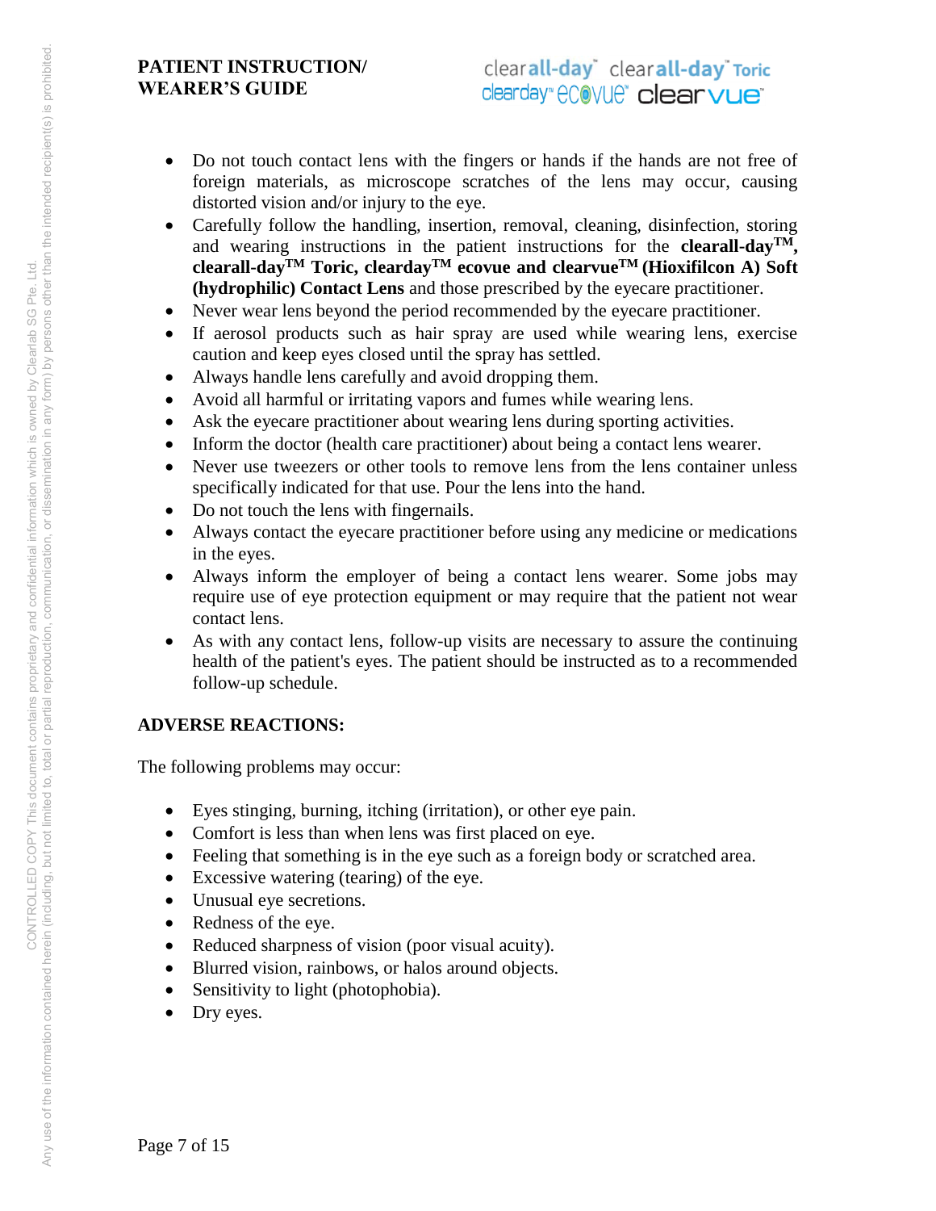- Do not touch contact lens with the fingers or hands if the hands are not free of foreign materials, as microscope scratches of the lens may occur, causing distorted vision and/or injury to the eye.
- Carefully follow the handling, insertion, removal, cleaning, disinfection, storing and wearing instructions in the patient instructions for the **clearall-day™, clearall-day™ Toric, clearday™ ecovue and clearvue™ (Hioxifilcon A) Soft (hydrophilic) Contact Lens** and those prescribed by the eyecare practitioner.
- Never wear lens beyond the period recommended by the eyecare practitioner.
- If aerosol products such as hair spray are used while wearing lens, exercise caution and keep eyes closed until the spray has settled.
- Always handle lens carefully and avoid dropping them.
- Avoid all harmful or irritating vapors and fumes while wearing lens.
- Ask the eyecare practitioner about wearing lens during sporting activities.
- Inform the doctor (health care practitioner) about being a contact lens wearer.
- Never use tweezers or other tools to remove lens from the lens container unless specifically indicated for that use. Pour the lens into the hand.
- Do not touch the lens with fingernails.
- Always contact the eyecare practitioner before using any medicine or medications in the eyes.
- Always inform the employer of being a contact lens wearer. Some jobs may require use of eye protection equipment or may require that the patient not wear contact lens.
- As with any contact lens, follow-up visits are necessary to assure the continuing health of the patient's eyes. The patient should be instructed as to a recommended follow-up schedule.

## ADVERSE REACTIONS:

The following problems may occur:

- Eyes stinging, burning, itching (irritation), or other eye pain.
- Comfort is less than when lens was first placed on eye.
- Feeling that something is in the eye such as a foreign body or scratched area.
- Excessive watering (tearing) of the eye.
- Unusual eye secretions.
- Redness of the eye.
- Reduced sharpness of vision (poor visual acuity).
- Blurred vision, rainbows, or halos around objects.
- Sensitivity to light (photophobia).
- Dry eyes.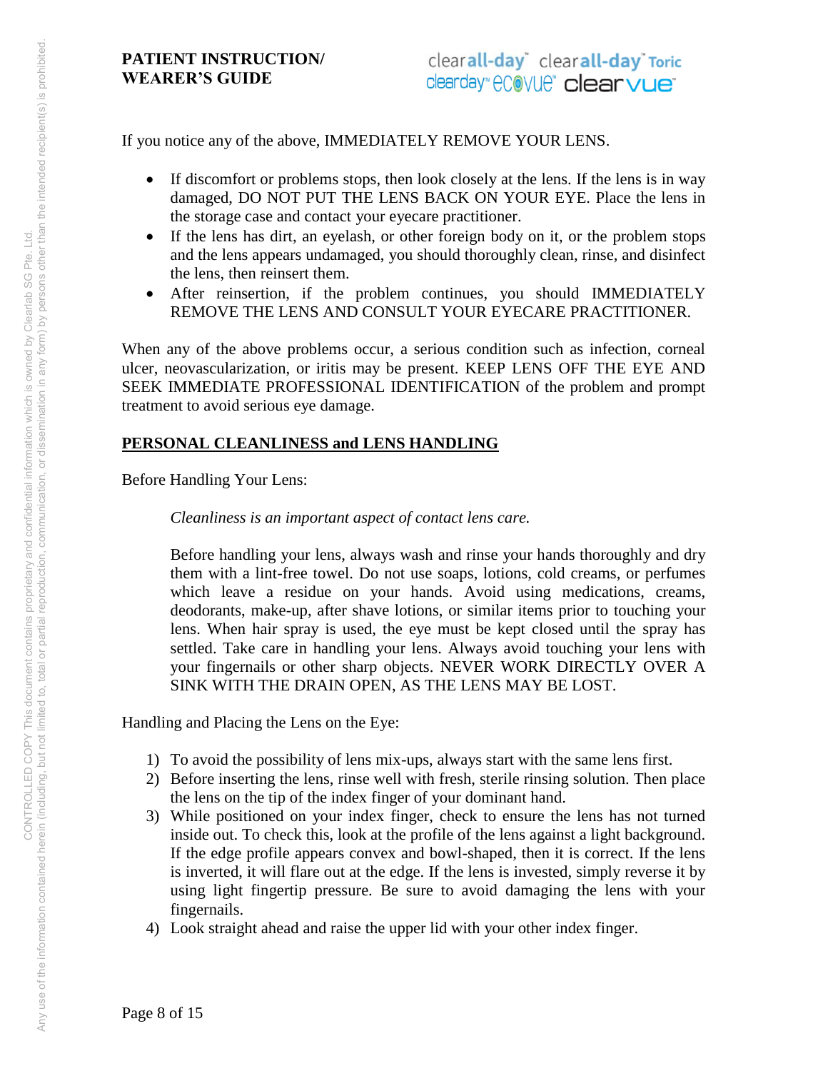If you notice any of the above, IMMEDIATELY REMOVE YOUR LENS.

- If discomfort or problems stops, then look closely at the lens. If the lens is in way damaged, DO NOT PUT THE LENS BACK ON YOUR EYE. Place the lens in the storage case and contact your eyecare practitioner.
- If the lens has dirt, an eyelash, or other foreign body on it, or the problem stops and the lens appears undamaged, you should thoroughly clean, rinse, and disinfect the lens, then reinsert them.
- After reinsertion, if the problem continues, you should IMMEDIATELY REMOVE THE LENS AND CONSULT YOUR EYECARE PRACTITIONER.

When any of the above problems occur, a serious condition such as infection, corneal ulcer, neovascularization, or iritis may be present. KEEP LENS OFF THE EYE AND SEEK IMMEDIATE PROFESSIONAL IDENTIFICATION of the problem and prompt treatment to avoid serious eye damage.

## PERSONAL CLEANLINESS and LENS HANDLING

Before Handling Your Lens:

*Cleanliness is an important aspect of contact lens care.*

Before handling your lens, always wash and rinse your hands thoroughly and dry them with a lint-free towel. Do not use soaps, lotions, cold creams, or perfumes which leave a residue on your hands. Avoid using medications, creams, deodorants, make-up, after shave lotions, or similar items prior to touching your lens. When hair spray is used, the eye must be kept closed until the spray has settled. Take care in handling your lens. Always avoid touching your lens with your fingernails or other sharp objects. NEVER WORK DIRECTLY OVER A SINK WITH THE DRAIN OPEN, AS THE LENS MAY BE LOST.

Handling and Placing the Lens on the Eye:

1) To avoid the possibility of lens mix-ups, always start with the same lens first.
2) Before inserting the lens, rinse well with fresh, sterile rinsing solution. Then place the lens on the tip of the index finger of your dominant hand.
3) While positioned on your index finger, check to ensure the lens has not turned inside out. To check this, look at the profile of the lens against a light background. If the edge profile appears convex and bowl-shaped, then it is correct. If the lens is inverted, it will flare out at the edge. If the lens is invested, simply reverse it by using light fingertip pressure. Be sure to avoid damaging the lens with your fingernails.
4) Look straight ahead and raise the upper lid with your other index finger.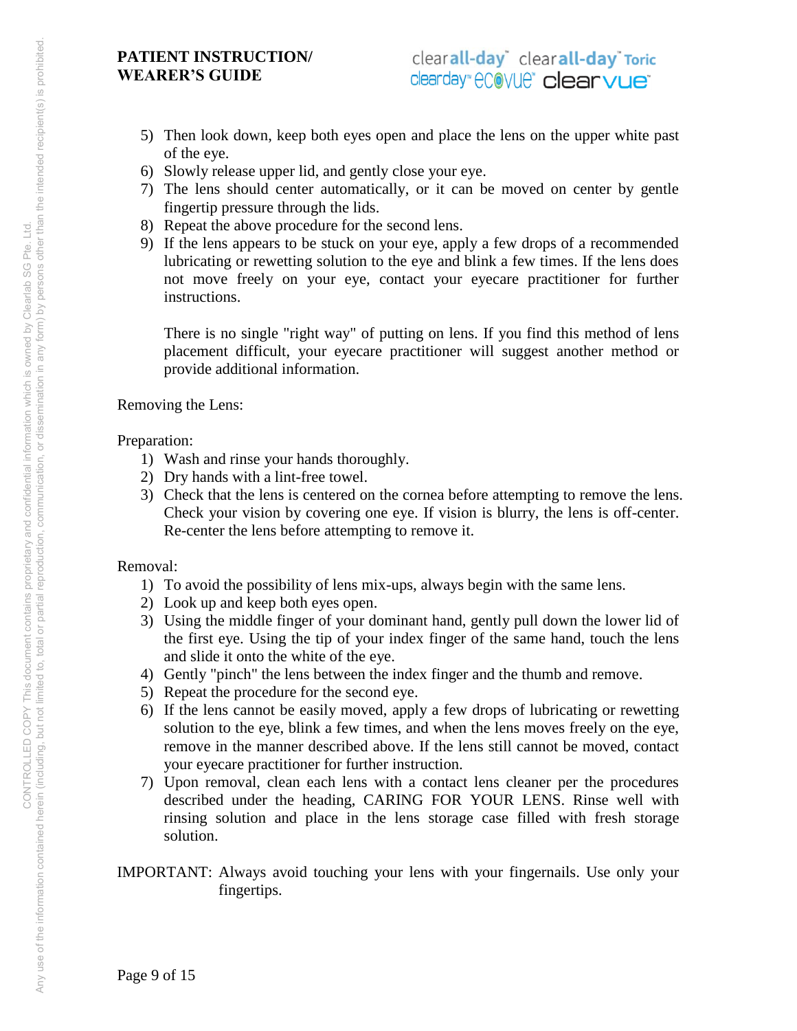5) Then look down, keep both eyes open and place the lens on the upper white past of the eye.
6) Slowly release upper lid, and gently close your eye.
7) The lens should center automatically, or it can be moved on center by gentle fingertip pressure through the lids.
8) Repeat the above procedure for the second lens.
9) If the lens appears to be stuck on your eye, apply a few drops of a recommended lubricating or rewetting solution to the eye and blink a few times. If the lens does not move freely on your eye, contact your eyecare practitioner for further instructions.

   There is no single "right way" of putting on lens. If you find this method of lens placement difficult, your eyecare practitioner will suggest another method or provide additional information.

Removing the Lens:

Preparation:

1) Wash and rinse your hands thoroughly.
2) Dry hands with a lint-free towel.
3) Check that the lens is centered on the cornea before attempting to remove the lens. Check your vision by covering one eye. If vision is blurry, the lens is off-center. Re-center the lens before attempting to remove it.

Removal:

1) To avoid the possibility of lens mix-ups, always begin with the same lens.
2) Look up and keep both eyes open.
3) Using the middle finger of your dominant hand, gently pull down the lower lid of the first eye. Using the tip of your index finger of the same hand, touch the lens and slide it onto the white of the eye.
4) Gently "pinch" the lens between the index finger and the thumb and remove.
5) Repeat the procedure for the second eye.
6) If the lens cannot be easily moved, apply a few drops of lubricating or rewetting solution to the eye, blink a few times, and when the lens moves freely on the eye, remove in the manner described above. If the lens still cannot be moved, contact your eyecare practitioner for further instruction.
7) Upon removal, clean each lens with a contact lens cleaner per the procedures described under the heading, CARING FOR YOUR LENS. Rinse well with rinsing solution and place in the lens storage case filled with fresh storage solution.

IMPORTANT: Always avoid touching your lens with your fingernails. Use only your fingertips.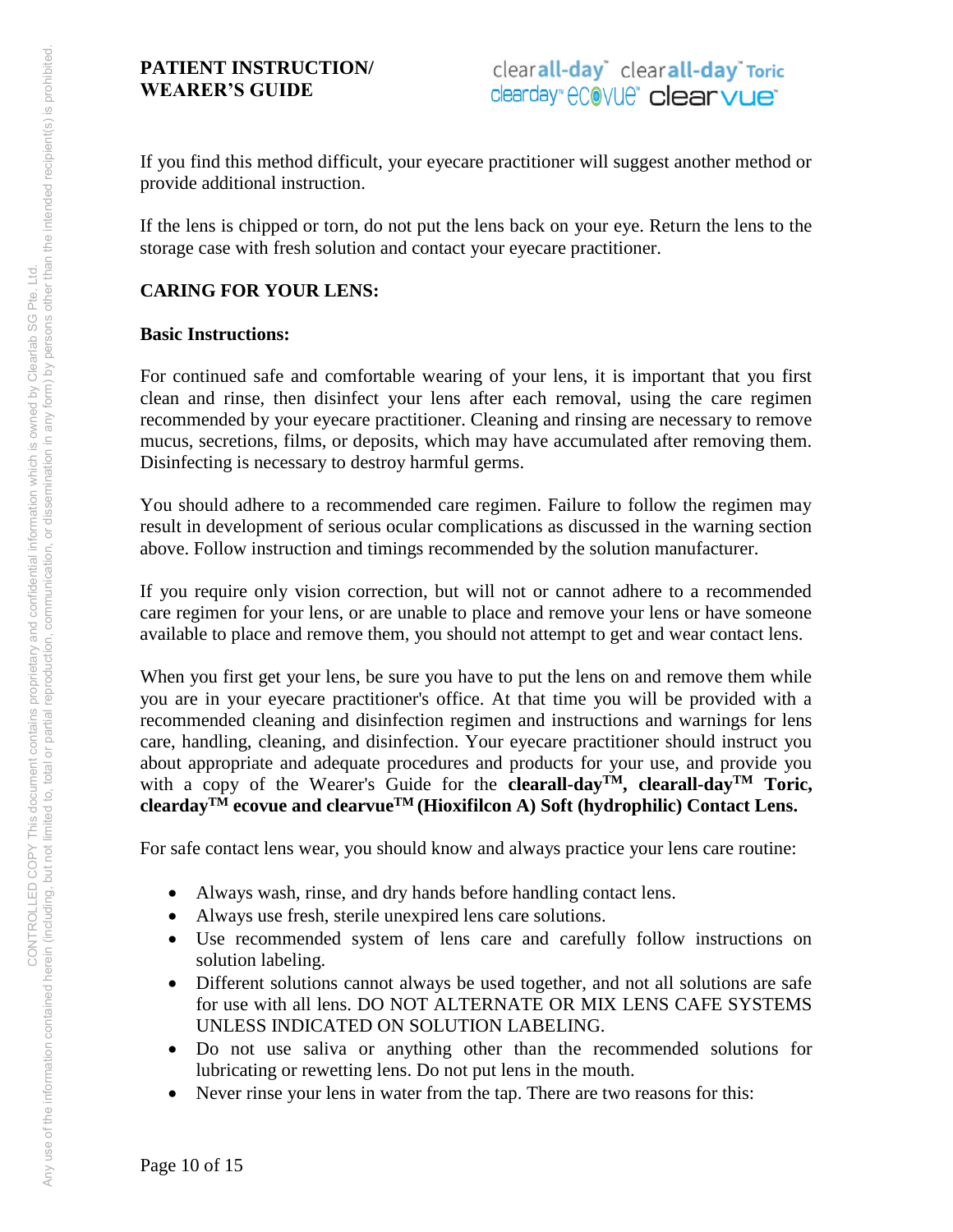If you find this method difficult, your eyecare practitioner will suggest another method or provide additional instruction.

If the lens is chipped or torn, do not put the lens back on your eye. Return the lens to the storage case with fresh solution and contact your eyecare practitioner.

**CARING FOR YOUR LENS:**

**Basic Instructions:**

For continued safe and comfortable wearing of your lens, it is important that you first clean and rinse, then disinfect your lens after each removal, using the care regimen recommended by your eyecare practitioner. Cleaning and rinsing are necessary to remove mucus, secretions, films, or deposits, which may have accumulated after removing them. Disinfecting is necessary to destroy harmful germs.

You should adhere to a recommended care regimen. Failure to follow the regimen may result in development of serious ocular complications as discussed in the warning section above. Follow instruction and timings recommended by the solution manufacturer.

If you require only vision correction, but will not or cannot adhere to a recommended care regimen for your lens, or are unable to place and remove your lens or have someone available to place and remove them, you should not attempt to get and wear contact lens.

When you first get your lens, be sure you have to put the lens on and remove them while you are in your eyecare practitioner's office. At that time you will be provided with a recommended cleaning and disinfection regimen and instructions and warnings for lens care, handling, cleaning, and disinfection. Your eyecare practitioner should instruct you about appropriate and adequate procedures and products for your use, and provide you with a copy of the Wearer's Guide for the **clearall-day™, clearall-day™ Toric, clearday™ ecovue and clearvue™ (Hioxifilcon A) Soft (hydrophilic) Contact Lens.**

For safe contact lens wear, you should know and always practice your lens care routine:

- Always wash, rinse, and dry hands before handling contact lens.
- Always use fresh, sterile unexpired lens care solutions.
- Use recommended system of lens care and carefully follow instructions on solution labeling.
- Different solutions cannot always be used together, and not all solutions are safe for use with all lens. DO NOT ALTERNATE OR MIX LENS CAFE SYSTEMS UNLESS INDICATED ON SOLUTION LABELING.
- Do not use saliva or anything other than the recommended solutions for lubricating or rewetting lens. Do not put lens in the mouth.
- Never rinse your lens in water from the tap. There are two reasons for this: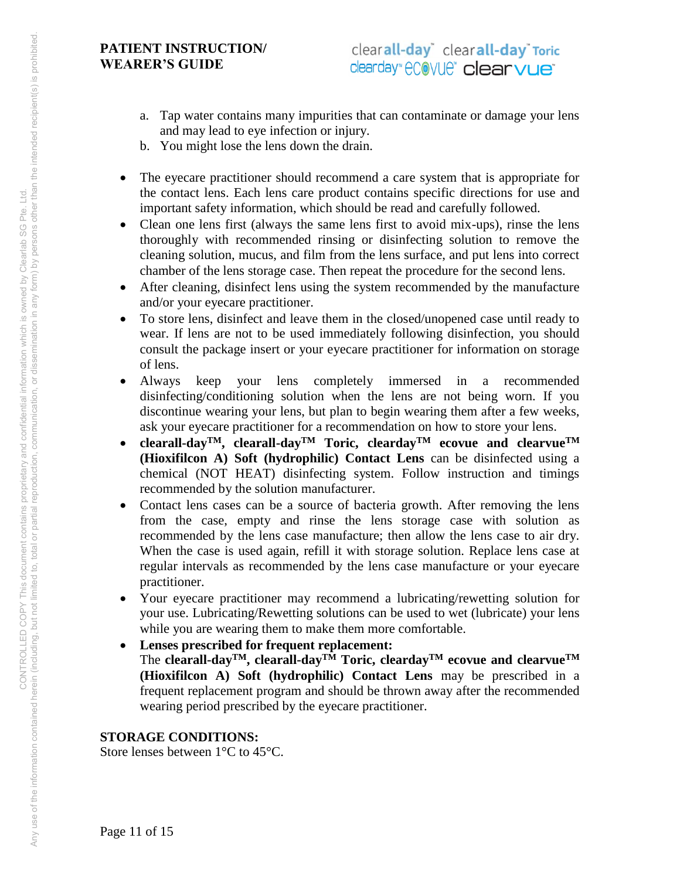a. Tap water contains many impurities that can contaminate or damage your lens and may lead to eye infection or injury.
b. You might lose the lens down the drain.

- The eyecare practitioner should recommend a care system that is appropriate for the contact lens. Each lens care product contains specific directions for use and important safety information, which should be read and carefully followed.
- Clean one lens first (always the same lens first to avoid mix-ups), rinse the lens thoroughly with recommended rinsing or disinfecting solution to remove the cleaning solution, mucus, and film from the lens surface, and put lens into correct chamber of the lens storage case. Then repeat the procedure for the second lens.
- After cleaning, disinfect lens using the system recommended by the manufacture and/or your eyecare practitioner.
- To store lens, disinfect and leave them in the closed/unopened case until ready to wear. If lens are not to be used immediately following disinfection, you should consult the package insert or your eyecare practitioner for information on storage of lens.
- Always keep your lens completely immersed in a recommended disinfecting/conditioning solution when the lens are not being worn. If you discontinue wearing your lens, but plan to begin wearing them after a few weeks, ask your eyecare practitioner for a recommendation on how to store your lens.
- **clearall-day™, clearall-day™ Toric, clearday™ ecovue and clearvue™ (Hioxifilcon A) Soft (hydrophilic) Contact Lens** can be disinfected using a chemical (NOT HEAT) disinfecting system. Follow instruction and timings recommended by the solution manufacturer.
- Contact lens cases can be a source of bacteria growth. After removing the lens from the case, empty and rinse the lens storage case with solution as recommended by the lens case manufacture; then allow the lens case to air dry. When the case is used again, refill it with storage solution. Replace lens case at regular intervals as recommended by the lens case manufacture or your eyecare practitioner.
- Your eyecare practitioner may recommend a lubricating/rewetting solution for your use. Lubricating/Rewetting solutions can be used to wet (lubricate) your lens while you are wearing them to make them more comfortable.
- **Lenses prescribed for frequent replacement:**
  The **clearall-day™, clearall-day™ Toric, clearday™ ecovue and clearvue™ (Hioxifilcon A) Soft (hydrophilic) Contact Lens** may be prescribed in a frequent replacement program and should be thrown away after the recommended wearing period prescribed by the eyecare practitioner.

**STORAGE CONDITIONS:**
Store lenses between 1°C to 45°C.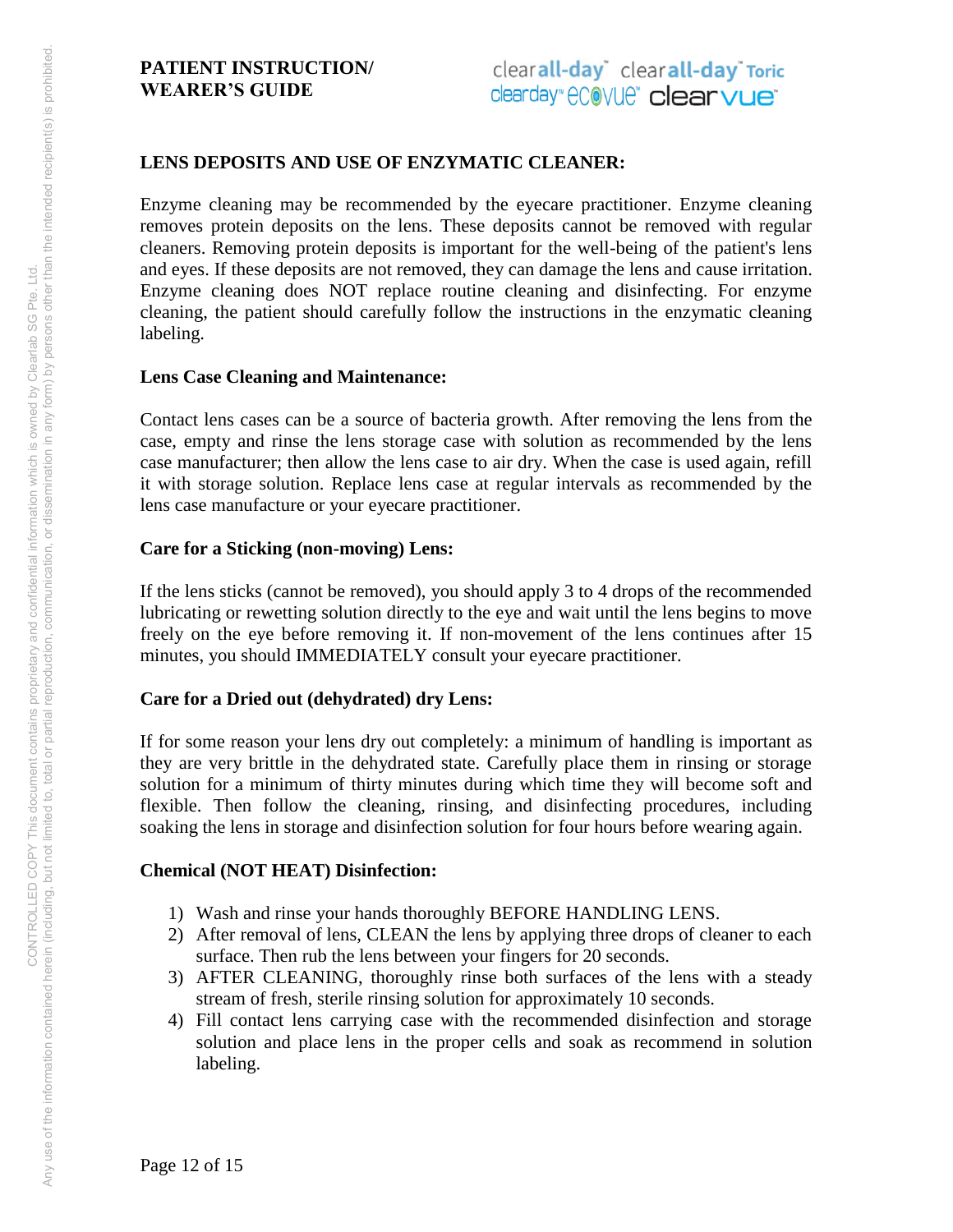## LENS DEPOSITS AND USE OF ENZYMATIC CLEANER:

Enzyme cleaning may be recommended by the eyecare practitioner. Enzyme cleaning removes protein deposits on the lens. These deposits cannot be removed with regular cleaners. Removing protein deposits is important for the well-being of the patient's lens and eyes. If these deposits are not removed, they can damage the lens and cause irritation. Enzyme cleaning does NOT replace routine cleaning and disinfecting. For enzyme cleaning, the patient should carefully follow the instructions in the enzymatic cleaning labeling.

### Lens Case Cleaning and Maintenance:

Contact lens cases can be a source of bacteria growth. After removing the lens from the case, empty and rinse the lens storage case with solution as recommended by the lens case manufacturer; then allow the lens case to air dry. When the case is used again, refill it with storage solution. Replace lens case at regular intervals as recommended by the lens case manufacture or your eyecare practitioner.

### Care for a Sticking (non-moving) Lens:

If the lens sticks (cannot be removed), you should apply 3 to 4 drops of the recommended lubricating or rewetting solution directly to the eye and wait until the lens begins to move freely on the eye before removing it. If non-movement of the lens continues after 15 minutes, you should IMMEDIATELY consult your eyecare practitioner.

### Care for a Dried out (dehydrated) dry Lens:

If for some reason your lens dry out completely: a minimum of handling is important as they are very brittle in the dehydrated state. Carefully place them in rinsing or storage solution for a minimum of thirty minutes during which time they will become soft and flexible. Then follow the cleaning, rinsing, and disinfecting procedures, including soaking the lens in storage and disinfection solution for four hours before wearing again.

### Chemical (NOT HEAT) Disinfection:

1) Wash and rinse your hands thoroughly BEFORE HANDLING LENS.
2) After removal of lens, CLEAN the lens by applying three drops of cleaner to each surface. Then rub the lens between your fingers for 20 seconds.
3) AFTER CLEANING, thoroughly rinse both surfaces of the lens with a steady stream of fresh, sterile rinsing solution for approximately 10 seconds.
4) Fill contact lens carrying case with the recommended disinfection and storage solution and place lens in the proper cells and soak as recommend in solution labeling.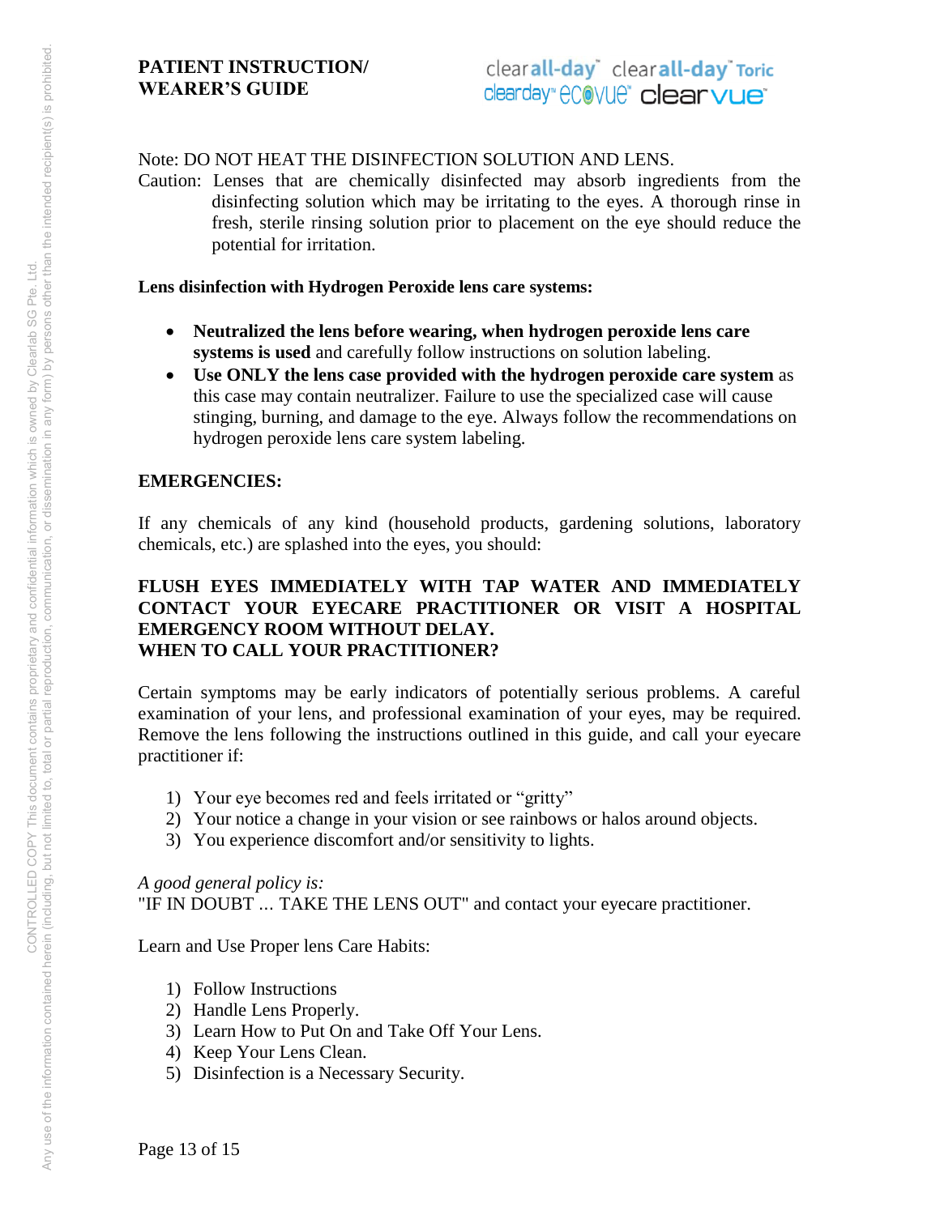Note: DO NOT HEAT THE DISINFECTION SOLUTION AND LENS.

Caution: Lenses that are chemically disinfected may absorb ingredients from the disinfecting solution which may be irritating to the eyes. A thorough rinse in fresh, sterile rinsing solution prior to placement on the eye should reduce the potential for irritation.

**Lens disinfection with Hydrogen Peroxide lens care systems:**

- **Neutralized the lens before wearing, when hydrogen peroxide lens care systems is used** and carefully follow instructions on solution labeling.
- **Use ONLY the lens case provided with the hydrogen peroxide care system** as this case may contain neutralizer. Failure to use the specialized case will cause stinging, burning, and damage to the eye. Always follow the recommendations on hydrogen peroxide lens care system labeling.

## EMERGENCIES:

If any chemicals of any kind (household products, gardening solutions, laboratory chemicals, etc.) are splashed into the eyes, you should:

**FLUSH EYES IMMEDIATELY WITH TAP WATER AND IMMEDIATELY CONTACT YOUR EYECARE PRACTITIONER OR VISIT A HOSPITAL EMERGENCY ROOM WITHOUT DELAY.**

## WHEN TO CALL YOUR PRACTITIONER?

Certain symptoms may be early indicators of potentially serious problems. A careful examination of your lens, and professional examination of your eyes, may be required. Remove the lens following the instructions outlined in this guide, and call your eyecare practitioner if:

1) Your eye becomes red and feels irritated or "gritty"
2) Your notice a change in your vision or see rainbows or halos around objects.
3) You experience discomfort and/or sensitivity to lights.

*A good general policy is:*
"IF IN DOUBT ... TAKE THE LENS OUT" and contact your eyecare practitioner.

Learn and Use Proper lens Care Habits:

1) Follow Instructions
2) Handle Lens Properly.
3) Learn How to Put On and Take Off Your Lens.
4) Keep Your Lens Clean.
5) Disinfection is a Necessary Security.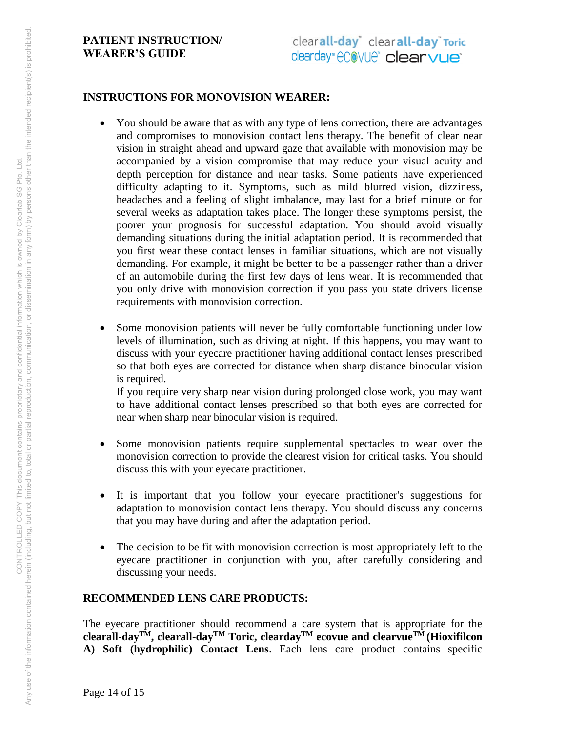## INSTRUCTIONS FOR MONOVISION WEARER:

- You should be aware that as with any type of lens correction, there are advantages and compromises to monovision contact lens therapy. The benefit of clear near vision in straight ahead and upward gaze that available with monovision may be accompanied by a vision compromise that may reduce your visual acuity and depth perception for distance and near tasks. Some patients have experienced difficulty adapting to it. Symptoms, such as mild blurred vision, dizziness, headaches and a feeling of slight imbalance, may last for a brief minute or for several weeks as adaptation takes place. The longer these symptoms persist, the poorer your prognosis for successful adaptation. You should avoid visually demanding situations during the initial adaptation period. It is recommended that you first wear these contact lenses in familiar situations, which are not visually demanding. For example, it might be better to be a passenger rather than a driver of an automobile during the first few days of lens wear. It is recommended that you only drive with monovision correction if you pass you state drivers license requirements with monovision correction.

- Some monovision patients will never be fully comfortable functioning under low levels of illumination, such as driving at night. If this happens, you may want to discuss with your eyecare practitioner having additional contact lenses prescribed so that both eyes are corrected for distance when sharp distance binocular vision is required.
  If you require very sharp near vision during prolonged close work, you may want to have additional contact lenses prescribed so that both eyes are corrected for near when sharp near binocular vision is required.

- Some monovision patients require supplemental spectacles to wear over the monovision correction to provide the clearest vision for critical tasks. You should discuss this with your eyecare practitioner.

- It is important that you follow your eyecare practitioner's suggestions for adaptation to monovision contact lens therapy. You should discuss any concerns that you may have during and after the adaptation period.

- The decision to be fit with monovision correction is most appropriately left to the eyecare practitioner in conjunction with you, after carefully considering and discussing your needs.

## RECOMMENDED LENS CARE PRODUCTS:

The eyecare practitioner should recommend a care system that is appropriate for the **clearall-day™, clearall-day™ Toric, clearday™ ecovue and clearvue™ (Hioxifilcon A) Soft (hydrophilic) Contact Lens**. Each lens care product contains specific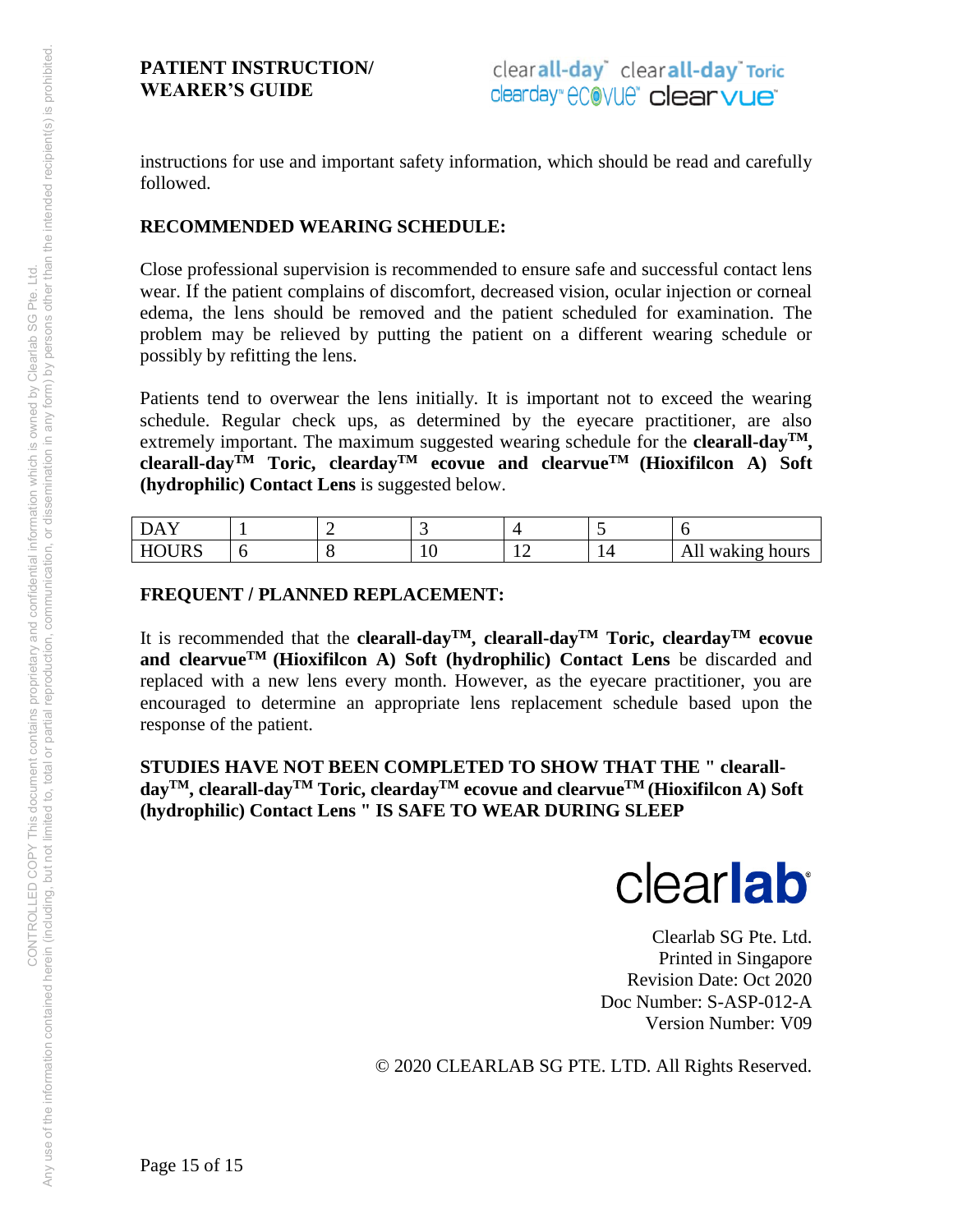instructions for use and important safety information, which should be read and carefully followed.

**RECOMMENDED WEARING SCHEDULE:**

Close professional supervision is recommended to ensure safe and successful contact lens wear. If the patient complains of discomfort, decreased vision, ocular injection or corneal edema, the lens should be removed and the patient scheduled for examination. The problem may be relieved by putting the patient on a different wearing schedule or possibly by refitting the lens.

Patients tend to overwear the lens initially. It is important not to exceed the wearing schedule. Regular check ups, as determined by the eyecare practitioner, are also extremely important. The maximum suggested wearing schedule for the **clearall-day™, clearall-day™ Toric, clearday™ ecovue and clearvue™ (Hioxifilcon A) Soft (hydrophilic) Contact Lens** is suggested below.

| | | | | | | |
|---|---|---|---|---|---|---|
| DAY | 1 | 2 | 3 | 4 | 5 | 6 |
| HOURS | 6 | 8 | 10 | 12 | 14 | All waking hours |

**FREQUENT / PLANNED REPLACEMENT:**

It is recommended that the **clearall-day™, clearall-day™ Toric, clearday™ ecovue and clearvue™ (Hioxifilcon A) Soft (hydrophilic) Contact Lens** be discarded and replaced with a new lens every month. However, as the eyecare practitioner, you are encouraged to determine an appropriate lens replacement schedule based upon the response of the patient.

**STUDIES HAVE NOT BEEN COMPLETED TO SHOW THAT THE " clearall-day™, clearall-day™ Toric, clearday™ ecovue and clearvue™ (Hioxifilcon A) Soft (hydrophilic) Contact Lens " IS SAFE TO WEAR DURING SLEEP**

clearlab

Clearlab SG Pte. Ltd.
Printed in Singapore
Revision Date: Oct 2020
Doc Number: S-ASP-012-A
Version Number: V09

© 2020 CLEARLAB SG PTE. LTD. All Rights Reserved.